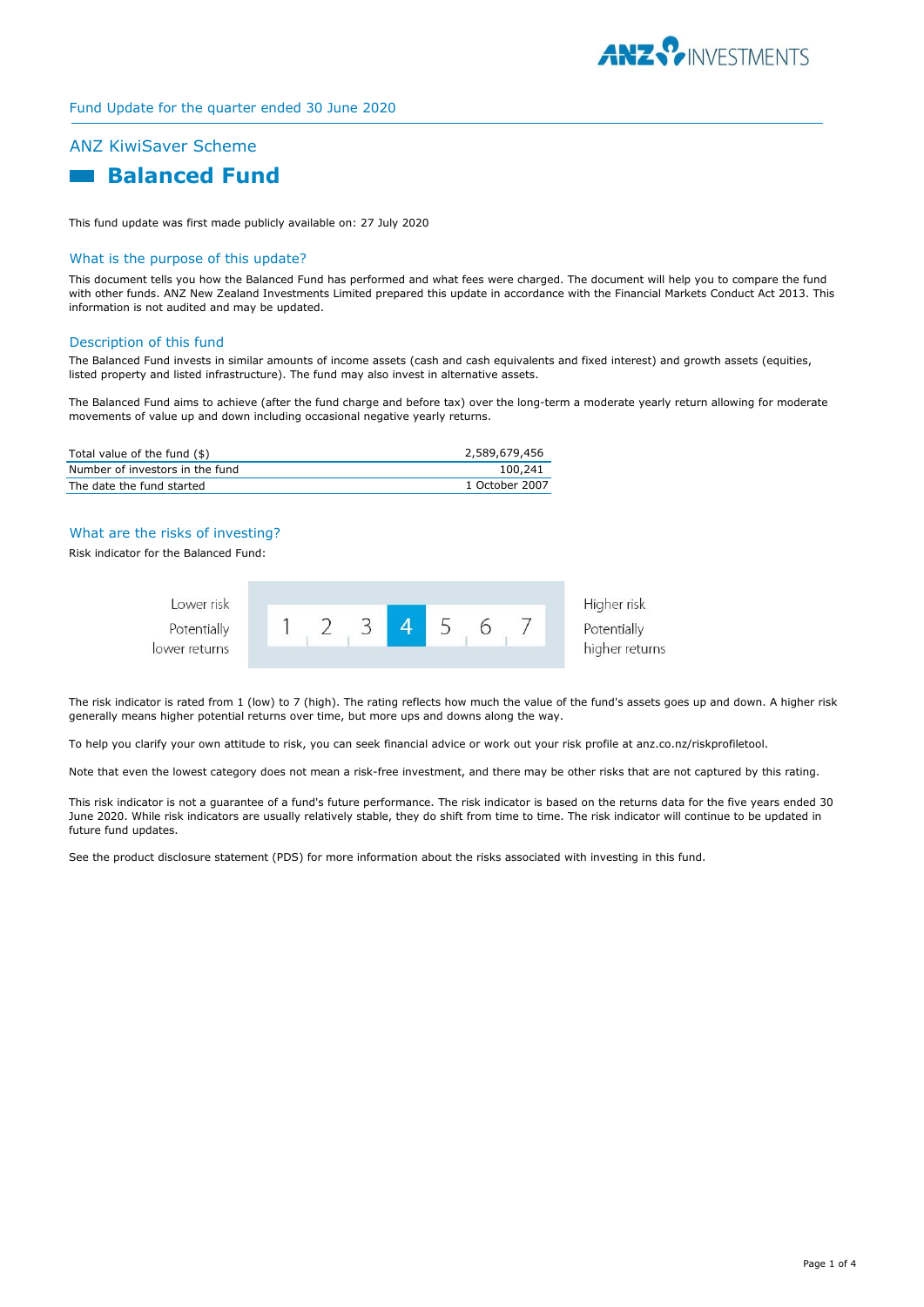Fund Update for the quarter ended 30 June 2020

## ANZ KiwiSaver Scheme

# Balanced Fund

This fund update was first made publicly available on: 27 July 2020

## What is the purpose of this update?

This document tells you how the Balanced Fund has performed and what fees were charged. The document will help you to compare the fund with other funds. ANZ New Zealand Investments Limited prepared this update in accordance with the Financial Markets Conduct Act 2013. This information is not audited and may be updated.

## Description of this fund

The Balanced Fund invests in similar amounts of income assets (cash and cash equivalents and fixed interest) and growth assets (equities, listed property and listed infrastructure). The fund may also invest in alternative assets.

The Balanced Fund aims to achieve (after the fund charge and before tax) over the long-term a moderate yearly return allowing for moderate movements of value up and down including occasional negative yearly returns.

| | |
|---|---|
| Total value of the fund ($) | 2,589,679,456 |
| Number of investors in the fund | 100,241 |
| The date the fund started | 1 October 2007 |

## What are the risks of investing?

Risk indicator for the Balanced Fund:

| Lower risk<br>Potentially lower returns | 1 | 2 | 3 | **4** | 5 | 6 | 7 | Higher risk<br>Potentially higher returns |
|---|---|---|---|---|---|---|---|---|

The risk indicator is rated from 1 (low) to 7 (high). The rating reflects how much the value of the fund's assets goes up and down. A higher risk generally means higher potential returns over time, but more ups and downs along the way.

To help you clarify your own attitude to risk, you can seek financial advice or work out your risk profile at anz.co.nz/riskprofiletool.

Note that even the lowest category does not mean a risk-free investment, and there may be other risks that are not captured by this rating.

This risk indicator is not a guarantee of a fund's future performance. The risk indicator is based on the returns data for the five years ended 30 June 2020. While risk indicators are usually relatively stable, they do shift from time to time. The risk indicator will continue to be updated in future fund updates.

See the product disclosure statement (PDS) for more information about the risks associated with investing in this fund.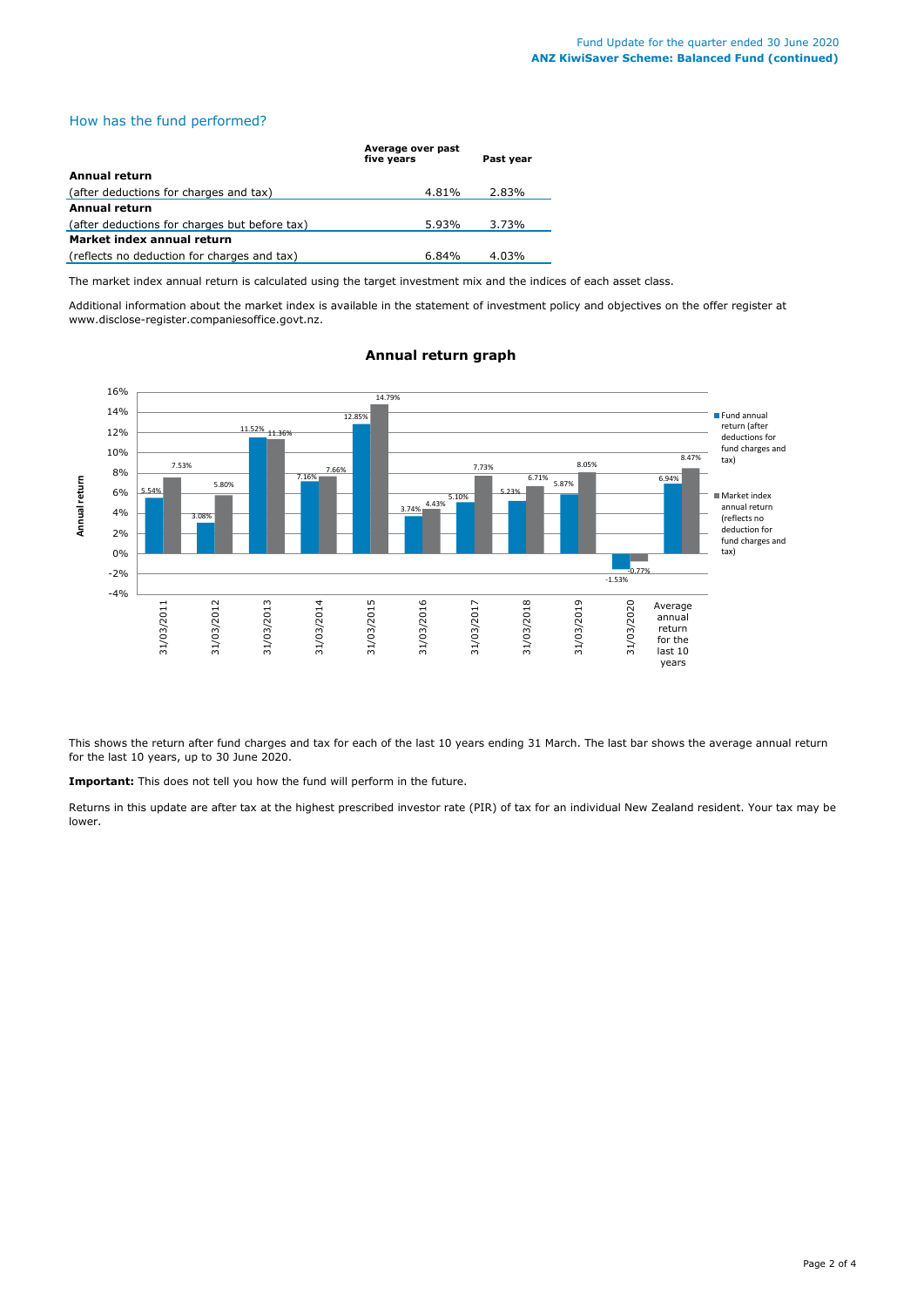## How has the fund performed?

| | Average over past five years | Past year |
|---|---|---|
| **Annual return** | | |
| (after deductions for charges and tax) | 4.81% | 2.83% |
| **Annual return** | | |
| (after deductions for charges but before tax) | 5.93% | 3.73% |
| **Market index annual return** | | |
| (reflects no deduction for charges and tax) | 6.84% | 4.03% |

The market index annual return is calculated using the target investment mix and the indices of each asset class.

Additional information about the market index is available in the statement of investment policy and objectives on the offer register at www.disclose-register.companiesoffice.govt.nz.

### Annual return graph

| | Fund annual return (after deductions for fund charges and tax) | Market index annual return (reflects no deduction for fund charges and tax) |
|---|---|---|
| 31/03/2011 | 5.54% | 7.53% |
| 31/03/2012 | 3.08% | 5.80% |
| 31/03/2013 | 11.52% | 11.36% |
| 31/03/2014 | 7.16% | 7.66% |
| 31/03/2015 | 12.85% | 14.79% |
| 31/03/2016 | 3.74% | 4.43% |
| 31/03/2017 | 5.10% | 7.73% |
| 31/03/2018 | 5.23% | 6.71% |
| 31/03/2019 | 5.87% | 8.05% |
| 31/03/2020 | -1.53% | -0.77% |
| Average annual return for the last 10 years | 6.94% | 8.47% |

This shows the return after fund charges and tax for each of the last 10 years ending 31 March. The last bar shows the average annual return for the last 10 years, up to 30 June 2020.

**Important:** This does not tell you how the fund will perform in the future.

Returns in this update are after tax at the highest prescribed investor rate (PIR) of tax for an individual New Zealand resident. Your tax may be lower.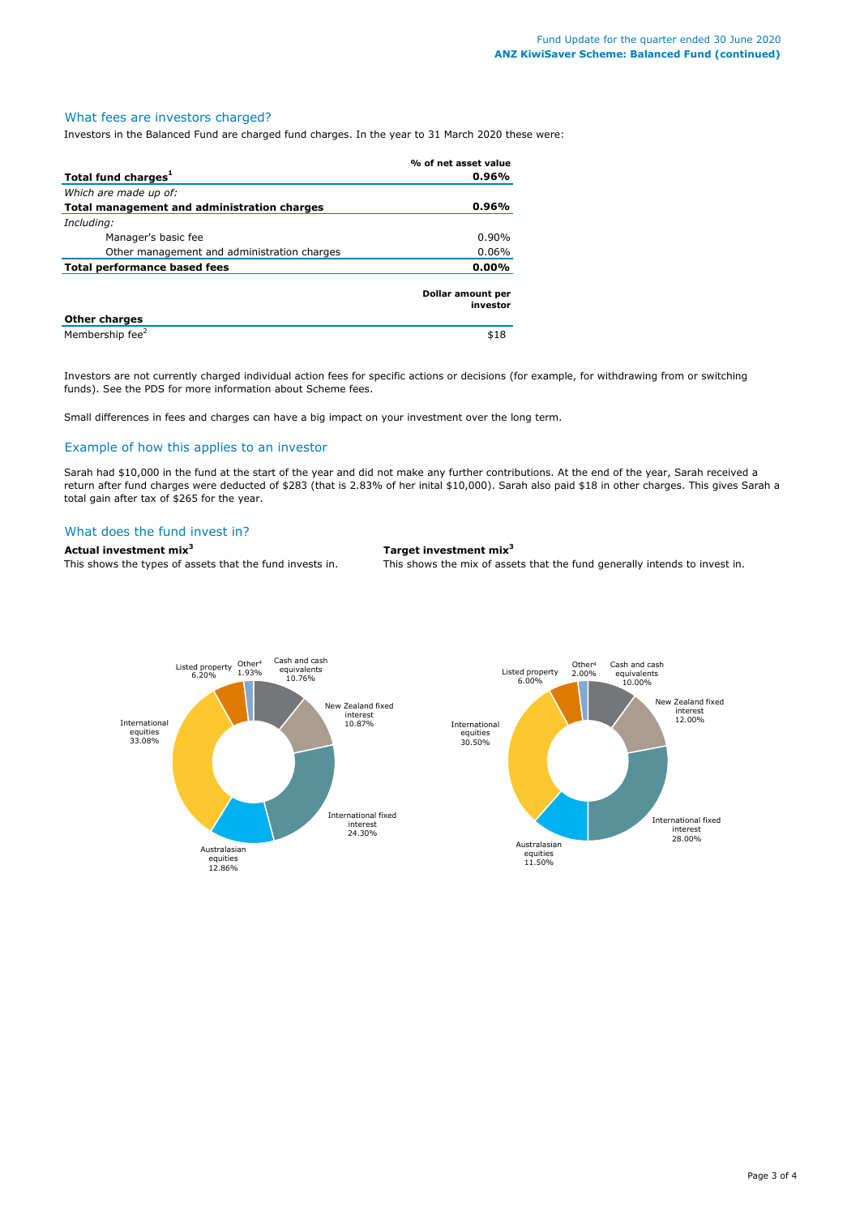## What fees are investors charged?

Investors in the Balanced Fund are charged fund charges. In the year to 31 March 2020 these were:

| | % of net asset value |
|---|---|
| **Total fund charges[1]** | **0.96%** |
| *Which are made up of:* | |
| **Total management and administration charges** | **0.96%** |
| *Including:* | |
| Manager's basic fee | 0.90% |
| Other management and administration charges | 0.06% |
| **Total performance based fees** | **0.00%** |

| **Other charges** | **Dollar amount per investor** |
|---|---|
| Membership fee[2] | $18 |

Investors are not currently charged individual action fees for specific actions or decisions (for example, for withdrawing from or switching funds). See the PDS for more information about Scheme fees.

Small differences in fees and charges can have a big impact on your investment over the long term.

## Example of how this applies to an investor

Sarah had $10,000 in the fund at the start of the year and did not make any further contributions. At the end of the year, Sarah received a return after fund charges were deducted of $283 (that is 2.83% of her inital $10,000). Sarah also paid $18 in other charges. This gives Sarah a total gain after tax of $265 for the year.

## What does the fund invest in?

**Actual investment mix[3]**

This shows the types of assets that the fund invests in.

| Asset type | Actual investment mix |
|---|---|
| Cash and cash equivalents | 10.76% |
| New Zealand fixed interest | 10.87% |
| International fixed interest | 24.30% |
| Australasian equities | 12.86% |
| International equities | 33.08% |
| Listed property | 6.20% |
| Other[4] | 1.93% |

**Target investment mix[3]**

This shows the mix of assets that the fund generally intends to invest in.

| Asset type | Target investment mix |
|---|---|
| Cash and cash equivalents | 10.00% |
| New Zealand fixed interest | 12.00% |
| International fixed interest | 28.00% |
| Australasian equities | 11.50% |
| International equities | 30.50% |
| Listed property | 6.00% |
| Other[4] | 2.00% |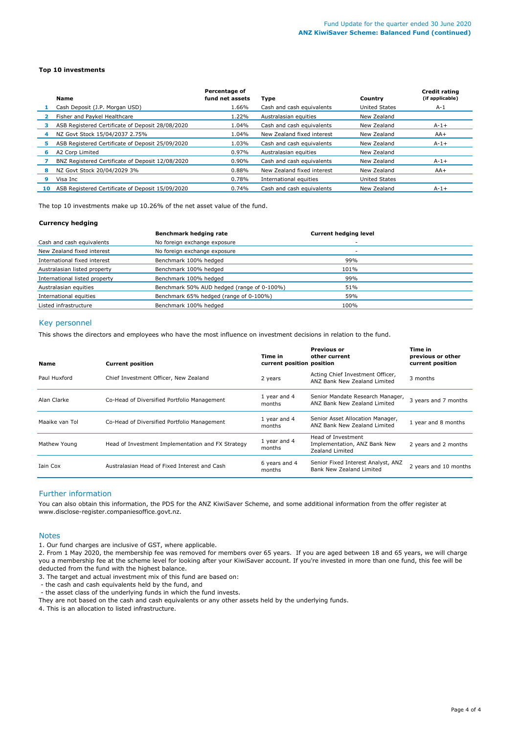### Top 10 investments

| | Name | Percentage of fund net assets | Type | Country | Credit rating (if applicable) |
|---|---|---|---|---|---|
| 1 | Cash Deposit (J.P. Morgan USD) | 1.66% | Cash and cash equivalents | United States | A-1 |
| 2 | Fisher and Paykel Healthcare | 1.22% | Australasian equities | New Zealand | |
| 3 | ASB Registered Certificate of Deposit 28/08/2020 | 1.04% | Cash and cash equivalents | New Zealand | A-1+ |
| 4 | NZ Govt Stock 15/04/2037 2.75% | 1.04% | New Zealand fixed interest | New Zealand | AA+ |
| 5 | ASB Registered Certificate of Deposit 25/09/2020 | 1.03% | Cash and cash equivalents | New Zealand | A-1+ |
| 6 | A2 Corp Limited | 0.97% | Australasian equities | New Zealand | |
| 7 | BNZ Registered Certificate of Deposit 12/08/2020 | 0.90% | Cash and cash equivalents | New Zealand | A-1+ |
| 8 | NZ Govt Stock 20/04/2029 3% | 0.88% | New Zealand fixed interest | New Zealand | AA+ |
| 9 | Visa Inc | 0.78% | International equities | United States | |
| 10 | ASB Registered Certificate of Deposit 15/09/2020 | 0.74% | Cash and cash equivalents | New Zealand | A-1+ |

The top 10 investments make up 10.26% of the net asset value of the fund.

### Currency hedging

| | Benchmark hedging rate | Current hedging level |
|---|---|---|
| Cash and cash equivalents | No foreign exchange exposure | - |
| New Zealand fixed interest | No foreign exchange exposure | - |
| International fixed interest | Benchmark 100% hedged | 99% |
| Australasian listed property | Benchmark 100% hedged | 101% |
| International listed property | Benchmark 100% hedged | 99% |
| Australasian equities | Benchmark 50% AUD hedged (range of 0-100%) | 51% |
| International equities | Benchmark 65% hedged (range of 0-100%) | 59% |
| Listed infrastructure | Benchmark 100% hedged | 100% |

## Key personnel

This shows the directors and employees who have the most influence on investment decisions in relation to the fund.

| Name | Current position | Time in current position | Previous or other current position | Time in previous or other current position |
|---|---|---|---|---|
| Paul Huxford | Chief Investment Officer, New Zealand | 2 years | Acting Chief Investment Officer, ANZ Bank New Zealand Limited | 3 months |
| Alan Clarke | Co-Head of Diversified Portfolio Management | 1 year and 4 months | Senior Mandate Research Manager, ANZ Bank New Zealand Limited | 3 years and 7 months |
| Maaike van Tol | Co-Head of Diversified Portfolio Management | 1 year and 4 months | Senior Asset Allocation Manager, ANZ Bank New Zealand Limited | 1 year and 8 months |
| Mathew Young | Head of Investment Implementation and FX Strategy | 1 year and 4 months | Head of Investment Implementation, ANZ Bank New Zealand Limited | 2 years and 2 months |
| Iain Cox | Australasian Head of Fixed Interest and Cash | 6 years and 4 months | Senior Fixed Interest Analyst, ANZ Bank New Zealand Limited | 2 years and 10 months |

## Further information

You can also obtain this information, the PDS for the ANZ KiwiSaver Scheme, and some additional information from the offer register at www.disclose-register.companiesoffice.govt.nz.

## Notes

1. Our fund charges are inclusive of GST, where applicable.
2. From 1 May 2020, the membership fee was removed for members over 65 years. If you are aged between 18 and 65 years, we will charge you a membership fee at the scheme level for looking after your KiwiSaver account. If you're invested in more than one fund, this fee will be deducted from the fund with the highest balance.
3. The target and actual investment mix of this fund are based on:
 - the cash and cash equivalents held by the fund, and
 - the asset class of the underlying funds in which the fund invests.

They are not based on the cash and cash equivalents or any other assets held by the underlying funds.

4. This is an allocation to listed infrastructure.